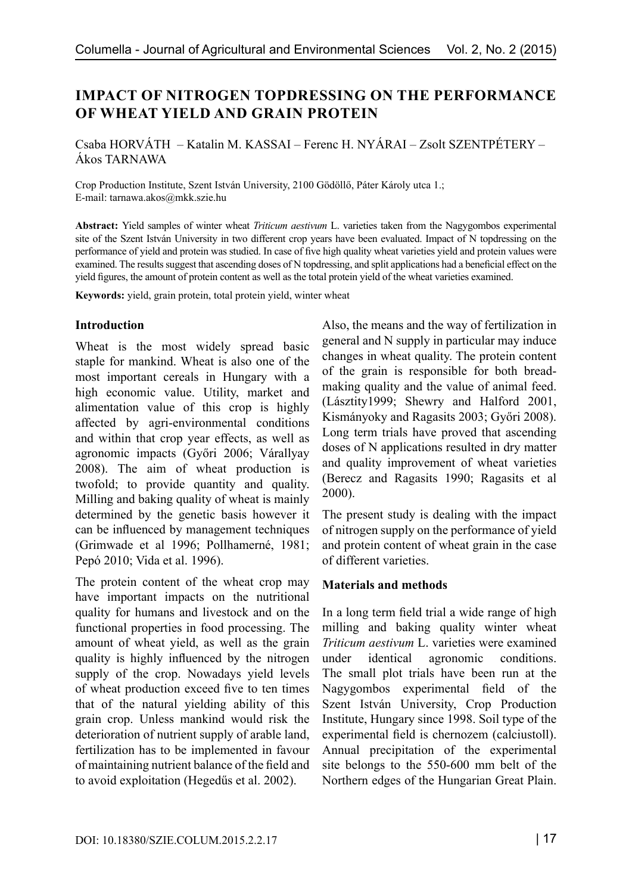# IMPACT OF NITROGEN TOPDRESSING ON THE PERFORMANCE OF WHEAT YIELD AND GRAIN PROTEIN

Csaba HORVÁTH – Katalin M. KASSAI – Ferenc H. NYÁRAI – Zsolt SZENTPÉTERY – Ákos TARNAWA

Crop Production Institute, Szent István University, 2100 Gödöllő, Páter Károly utca 1.; E-mail: tarnawa.akos@mkk.szie.hu

**Abstract:** Yield samples of winter wheat *Triticum aestivum* L. varieties taken from the Nagygombos experimental site of the Szent István University in two different crop years have been evaluated. Impact of N topdressing on the performance of yield and protein was studied. In case of five high quality wheat varieties yield and protein values were examined. The results suggest that ascending doses of N topdressing, and split applications had a beneficial effect on the yield figures, the amount of protein content as well as the total protein yield of the wheat varieties examined.

**Keywords:** yield, grain protein, total protein yield, winter wheat

## Introduction

Wheat is the most widely spread basic staple for mankind. Wheat is also one of the most important cereals in Hungary with a high economic value. Utility, market and alimentation value of this crop is highly affected by agri-environmental conditions and within that crop year effects, as well as agronomic impacts (Győri 2006; Várallyay 2008). The aim of wheat production is twofold; to provide quantity and quality. Milling and baking quality of wheat is mainly determined by the genetic basis however it can be influenced by management techniques (Grimwade et al 1996; Pollhamerné, 1981; Pepó 2010; Vida et al. 1996).

The protein content of the wheat crop may have important impacts on the nutritional quality for humans and livestock and on the functional properties in food processing. The amount of wheat yield, as well as the grain quality is highly influenced by the nitrogen supply of the crop. Nowadays yield levels of wheat production exceed five to ten times that of the natural yielding ability of this grain crop. Unless mankind would risk the deterioration of nutrient supply of arable land, fertilization has to be implemented in favour of maintaining nutrient balance of the field and to avoid exploitation (Hegedűs et al. 2002).

Also, the means and the way of fertilization in general and N supply in particular may induce changes in wheat quality. The protein content of the grain is responsible for both bread-making quality and the value of animal feed. (Lásztity1999; Shewry and Halford 2001, Kismányoky and Ragasits 2003; Győri 2008). Long term trials have proved that ascending doses of N applications resulted in dry matter and quality improvement of wheat varieties (Berecz and Ragasits 1990; Ragasits et al 2000).

The present study is dealing with the impact of nitrogen supply on the performance of yield and protein content of wheat grain in the case of different varieties.

## Materials and methods

In a long term field trial a wide range of high milling and baking quality winter wheat *Triticum aestivum* L. varieties were examined under identical agronomic conditions. The small plot trials have been run at the Nagygombos experimental field of the Szent István University, Crop Production Institute, Hungary since 1998. Soil type of the experimental field is chernozem (calciustoll). Annual precipitation of the experimental site belongs to the 550-600 mm belt of the Northern edges of the Hungarian Great Plain.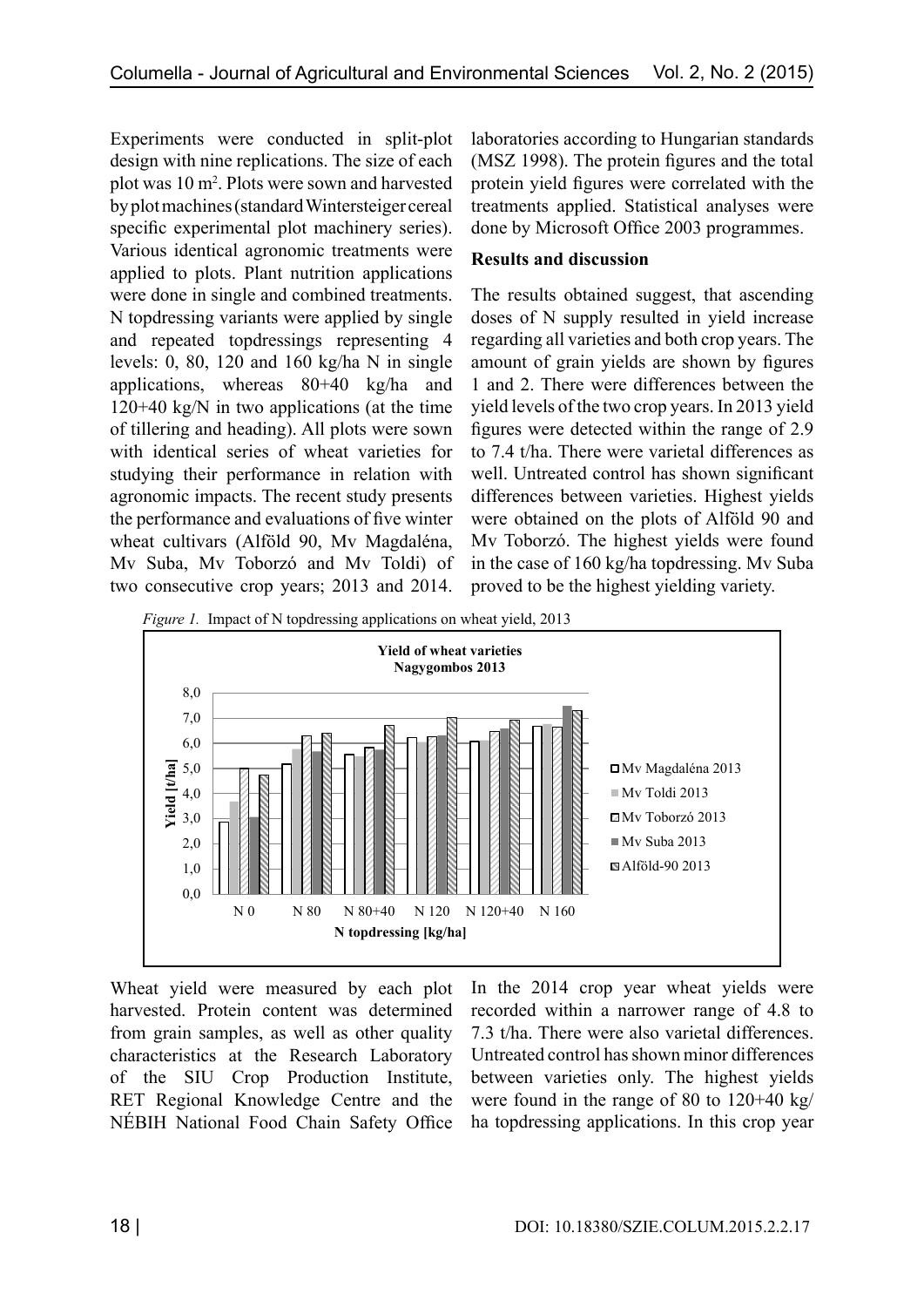Experiments were conducted in split-plot design with nine replications. The size of each plot was 10 m[2]. Plots were sown and harvested by plot machines (standard Wintersteiger cereal specific experimental plot machinery series). Various identical agronomic treatments were applied to plots. Plant nutrition applications were done in single and combined treatments. N topdressing variants were applied by single and repeated topdressings representing 4 levels: 0, 80, 120 and 160 kg/ha N in single applications, whereas 80+40 kg/ha and 120+40 kg/N in two applications (at the time of tillering and heading). All plots were sown with identical series of wheat varieties for studying their performance in relation with agronomic impacts. The recent study presents the performance and evaluations of five winter wheat cultivars (Alföld 90, Mv Magdaléna, Mv Suba, Mv Toborzó and Mv Toldi) of two consecutive crop years; 2013 and 2014.

Wheat yield were measured by each plot harvested. Protein content was determined from grain samples, as well as other quality characteristics at the Research Laboratory of the SIU Crop Production Institute, RET Regional Knowledge Centre and the NÉBIH National Food Chain Safety Office laboratories according to Hungarian standards (MSZ 1998). The protein figures and the total protein yield figures were correlated with the treatments applied. Statistical analyses were done by Microsoft Office 2003 programmes.

**Results and discussion**

The results obtained suggest, that ascending doses of N supply resulted in yield increase regarding all varieties and both crop years. The amount of grain yields are shown by figures 1 and 2. There were differences between the yield levels of the two crop years. In 2013 yield figures were detected within the range of 2.9 to 7.4 t/ha. There were varietal differences as well. Untreated control has shown significant differences between varieties. Highest yields were obtained on the plots of Alföld 90 and Mv Toborzó. The highest yields were found in the case of 160 kg/ha topdressing. Mv Suba proved to be the highest yielding variety.

*Figure 1.* Impact of N topdressing applications on wheat yield, 2013

In the 2014 crop year wheat yields were recorded within a narrower range of 4.8 to 7.3 t/ha. There were also varietal differences. Untreated control has shown minor differences between varieties only. The highest yields were found in the range of 80 to 120+40 kg/ha topdressing applications. In this crop year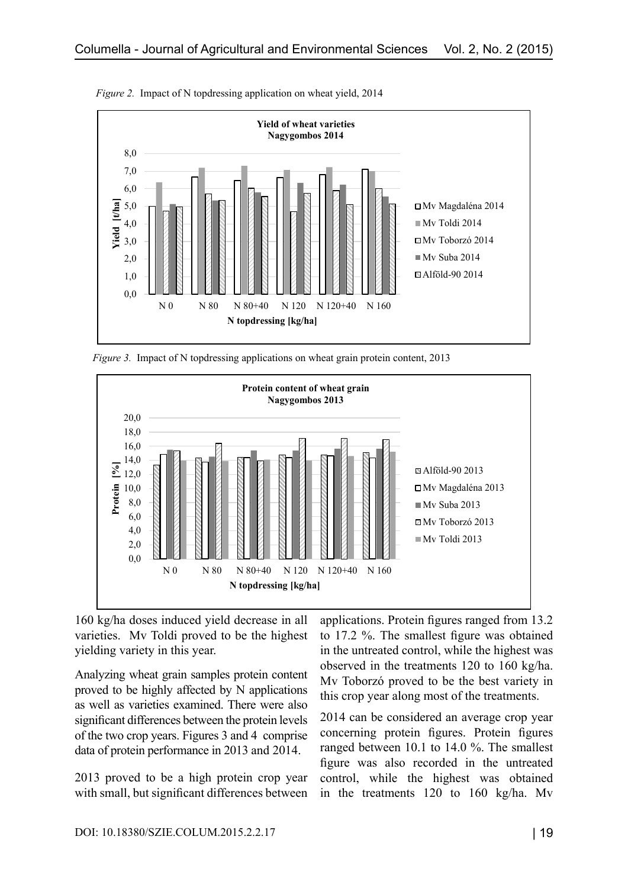*Figure 2.* Impact of N topdressing application on wheat yield, 2014

*Figure 3.* Impact of N topdressing applications on wheat grain protein content, 2013

160 kg/ha doses induced yield decrease in all varieties. Mv Toldi proved to be the highest yielding variety in this year.

Analyzing wheat grain samples protein content proved to be highly affected by N applications as well as varieties examined. There were also significant differences between the protein levels of the two crop years. Figures 3 and 4 comprise data of protein performance in 2013 and 2014.

2013 proved to be a high protein crop year with small, but significant differences between applications. Protein figures ranged from 13.2 to 17.2 %. The smallest figure was obtained in the untreated control, while the highest was observed in the treatments 120 to 160 kg/ha. Mv Toborzó proved to be the best variety in this crop year along most of the treatments.

2014 can be considered an average crop year concerning protein figures. Protein figures ranged between 10.1 to 14.0 %. The smallest figure was also recorded in the untreated control, while the highest was obtained in the treatments 120 to 160 kg/ha. Mv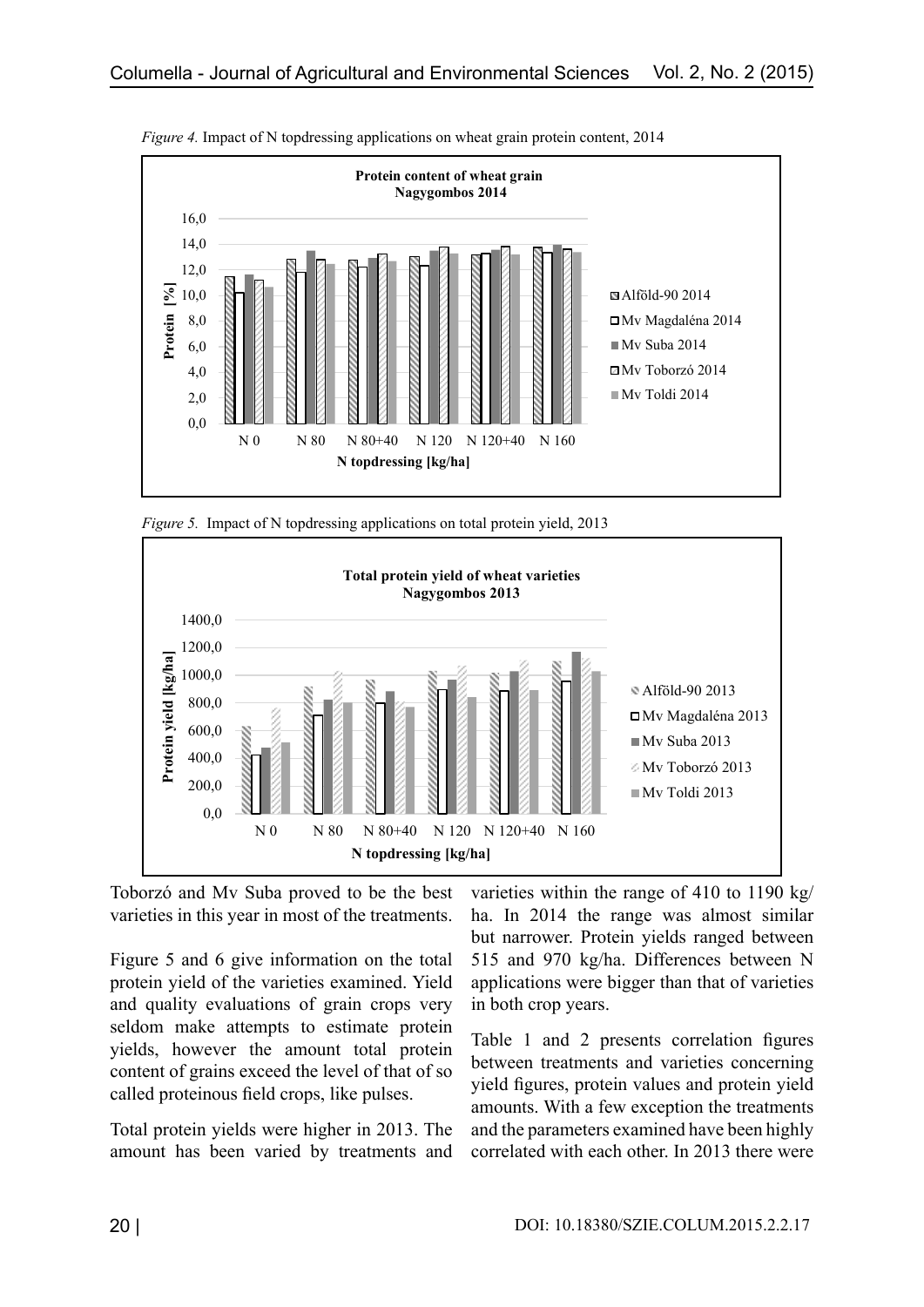*Figure 4.* Impact of N topdressing applications on wheat grain protein content, 2014

*Figure 5.* Impact of N topdressing applications on total protein yield, 2013

Toborzó and Mv Suba proved to be the best varieties in this year in most of the treatments.

Figure 5 and 6 give information on the total protein yield of the varieties examined. Yield and quality evaluations of grain crops very seldom make attempts to estimate protein yields, however the amount total protein content of grains exceed the level of that of so called proteinous field crops, like pulses.

Total protein yields were higher in 2013. The amount has been varied by treatments and varieties within the range of 410 to 1190 kg/ha. In 2014 the range was almost similar but narrower. Protein yields ranged between 515 and 970 kg/ha. Differences between N applications were bigger than that of varieties in both crop years.

Table 1 and 2 presents correlation figures between treatments and varieties concerning yield figures, protein values and protein yield amounts. With a few exception the treatments and the parameters examined have been highly correlated with each other. In 2013 there were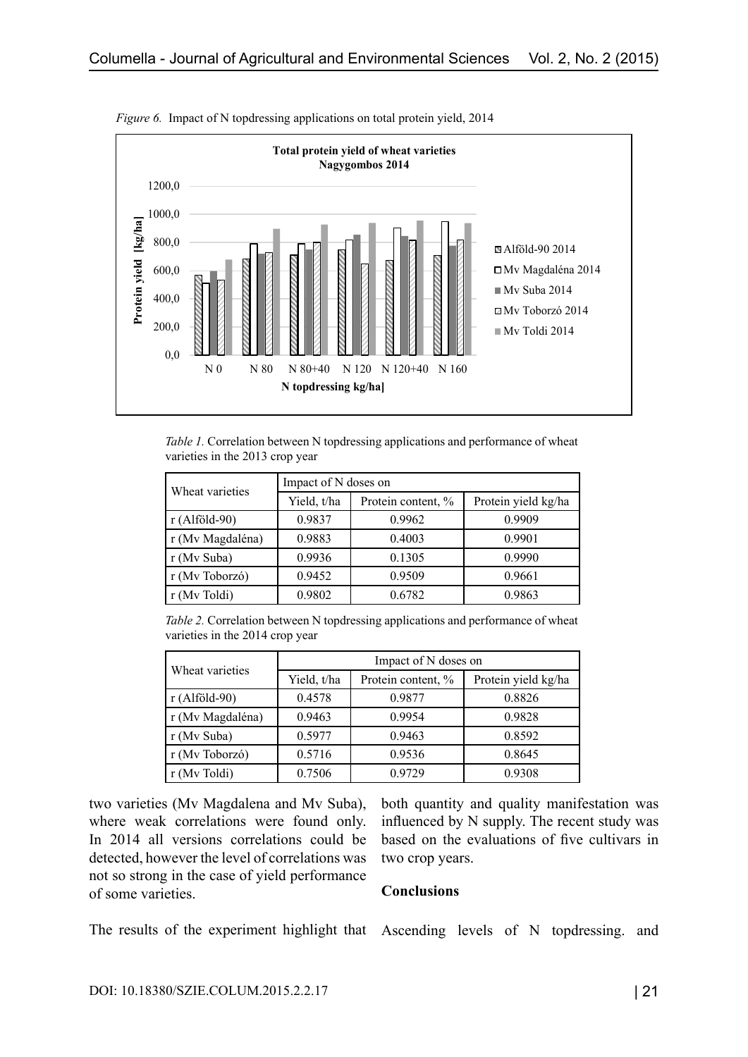*Figure 6.* Impact of N topdressing applications on total protein yield, 2014

*Table 1.* Correlation between N topdressing applications and performance of wheat varieties in the 2013 crop year

| Wheat varieties | Impact of N doses on | | |
|---|---|---|---|
| | Yield, t/ha | Protein content, % | Protein yield kg/ha |
| r (Alföld-90) | 0.9837 | 0.9962 | 0.9909 |
| r (Mv Magdaléna) | 0.9883 | 0.4003 | 0.9901 |
| r (Mv Suba) | 0.9936 | 0.1305 | 0.9990 |
| r (Mv Toborzó) | 0.9452 | 0.9509 | 0.9661 |
| r (Mv Toldi) | 0.9802 | 0.6782 | 0.9863 |

*Table 2.* Correlation between N topdressing applications and performance of wheat varieties in the 2014 crop year

| Wheat varieties | Impact of N doses on | | |
|---|---|---|---|
| | Yield, t/ha | Protein content, % | Protein yield kg/ha |
| r (Alföld-90) | 0.4578 | 0.9877 | 0.8826 |
| r (Mv Magdaléna) | 0.9463 | 0.9954 | 0.9828 |
| r (Mv Suba) | 0.5977 | 0.9463 | 0.8592 |
| r (Mv Toborzó) | 0.5716 | 0.9536 | 0.8645 |
| r (Mv Toldi) | 0.7506 | 0.9729 | 0.9308 |

two varieties (Mv Magdalena and Mv Suba), where weak correlations were found only. In 2014 all versions correlations could be detected, however the level of correlations was not so strong in the case of yield performance of some varieties.

The results of the experiment highlight that both quantity and quality manifestation was influenced by N supply. The recent study was based on the evaluations of five cultivars in two crop years.

## Conclusions

Ascending levels of N topdressing. and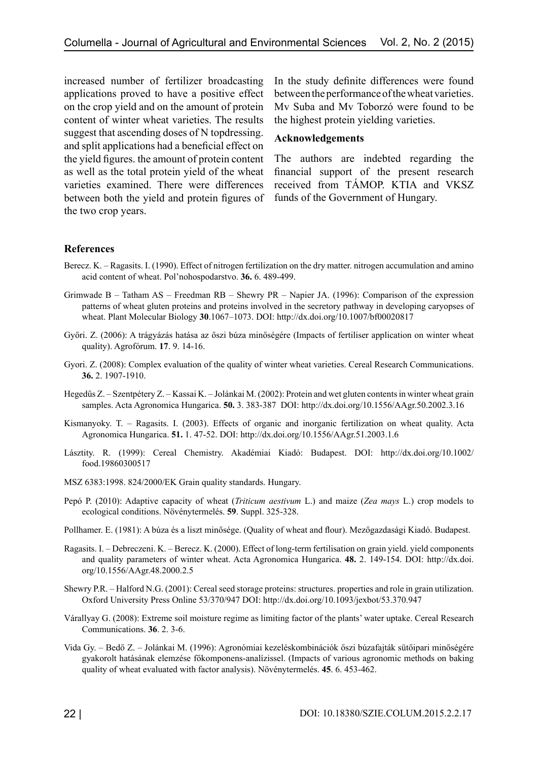increased number of fertilizer broadcasting applications proved to have a positive effect on the crop yield and on the amount of protein content of winter wheat varieties. The results suggest that ascending doses of N topdressing. and split applications had a beneficial effect on the yield figures. the amount of protein content as well as the total protein yield of the wheat varieties examined. There were differences between both the yield and protein figures of the two crop years.

In the study definite differences were found between the performance of the wheat varieties. Mv Suba and Mv Toborzó were found to be the highest protein yielding varieties.

**Acknowledgements**

The authors are indebted regarding the financial support of the present research received from TÁMOP. KTIA and VKSZ funds of the Government of Hungary.

**References**

Berecz. K. – Ragasits. I. (1990). Effect of nitrogen fertilization on the dry matter. nitrogen accumulation and amino acid content of wheat. Pol'nohospodarstvo. **36.** 6. 489-499.

Grimwade B – Tatham AS – Freedman RB – Shewry PR – Napier JA. (1996): Comparison of the expression patterns of wheat gluten proteins and proteins involved in the secretory pathway in developing caryopses of wheat. Plant Molecular Biology **30**.1067–1073. DOI: http://dx.doi.org/10.1007/bf00020817

Győri. Z. (2006): A trágyázás hatása az őszi búza minőségére (Impacts of fertiliser application on winter wheat quality). Agrofórum. **17**. 9. 14-16.

Gyori. Z. (2008): Complex evaluation of the quality of winter wheat varieties. Cereal Research Communications. **36.** 2. 1907-1910.

Hegedűs Z. – Szentpétery Z. – Kassai K. – Jolánkai M. (2002): Protein and wet gluten contents in winter wheat grain samples. Acta Agronomica Hungarica. **50.** 3. 383-387 DOI: http://dx.doi.org/10.1556/AAgr.50.2002.3.16

Kismanyoky. T. – Ragasits. I. (2003). Effects of organic and inorganic fertilization on wheat quality. Acta Agronomica Hungarica. **51.** 1. 47-52. DOI: http://dx.doi.org/10.1556/AAgr.51.2003.1.6

Lásztity. R. (1999): Cereal Chemistry. Akadémiai Kiadó: Budapest. DOI: http://dx.doi.org/10.1002/food.19860300517

MSZ 6383:1998. 824/2000/EK Grain quality standards. Hungary.

Pepó P. (2010): Adaptive capacity of wheat (*Triticum aestivum* L.) and maize (*Zea mays* L.) crop models to ecological conditions. Növénytermelés. **59**. Suppl. 325-328.

Pollhamer. E. (1981): A búza és a liszt minősége. (Quality of wheat and flour). Mezőgazdasági Kiadó. Budapest.

Ragasits. I. – Debreczeni. K. – Berecz. K. (2000). Effect of long-term fertilisation on grain yield. yield components and quality parameters of winter wheat. Acta Agronomica Hungarica. **48.** 2. 149-154. DOI: http://dx.doi.org/10.1556/AAgr.48.2000.2.5

Shewry P.R. – Halford N.G. (2001): Cereal seed storage proteins: structures. properties and role in grain utilization. Oxford University Press Online 53/370/947 DOI: http://dx.doi.org/10.1093/jexbot/53.370.947

Várallyay G. (2008): Extreme soil moisture regime as limiting factor of the plants' water uptake. Cereal Research Communications. **36**. 2. 3-6.

Vida Gy. – Bedő Z. – Jolánkai M. (1996): Agronómiai kezeléskombinációk őszi búzafajták sütőipari minőségére gyakorolt hatásának elemzése főkomponens-analízissel. (Impacts of various agronomic methods on baking quality of wheat evaluated with factor analysis). Növénytermelés. **45**. 6. 453-462.